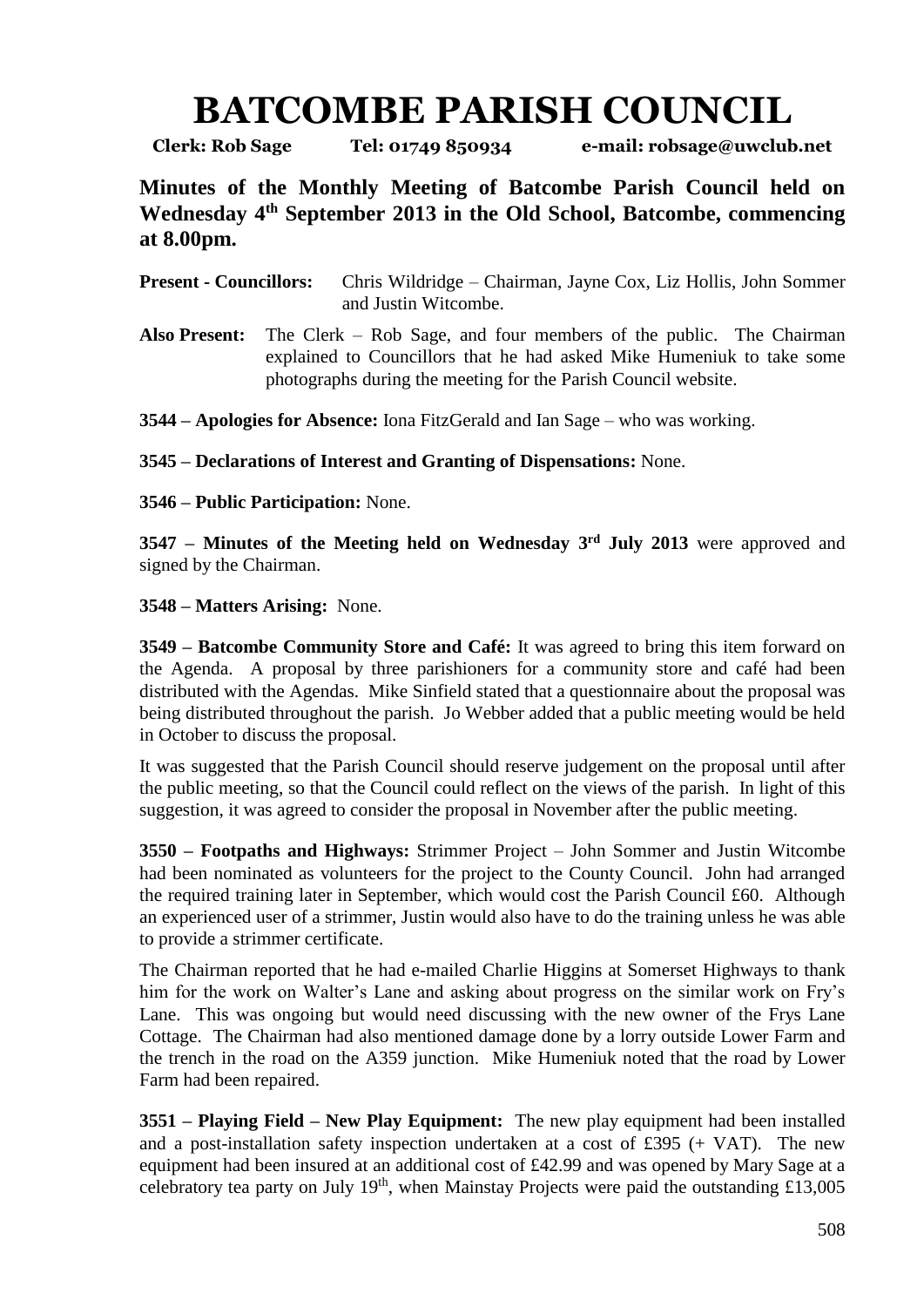# BATCOMBE PARISH COUNCIL

**Clerk: Rob Sage  Tel: 01749 850934  e-mail: robsage@uwclub.net**

**Minutes of the Monthly Meeting of Batcombe Parish Council held on Wednesday 4th September 2013 in the Old School, Batcombe, commencing at 8.00pm.**

**Present - Councillors:** Chris Wildridge – Chairman, Jayne Cox, Liz Hollis, John Sommer and Justin Witcombe.

**Also Present:** The Clerk – Rob Sage, and four members of the public. The Chairman explained to Councillors that he had asked Mike Humeniuk to take some photographs during the meeting for the Parish Council website.

**3544 – Apologies for Absence:** Iona FitzGerald and Ian Sage – who was working.

**3545 – Declarations of Interest and Granting of Dispensations:** None.

**3546 – Public Participation:** None.

**3547 – Minutes of the Meeting held on Wednesday 3rd July 2013** were approved and signed by the Chairman.

**3548 – Matters Arising:** None.

**3549 – Batcombe Community Store and Café:** It was agreed to bring this item forward on the Agenda. A proposal by three parishioners for a community store and café had been distributed with the Agendas. Mike Sinfield stated that a questionnaire about the proposal was being distributed throughout the parish. Jo Webber added that a public meeting would be held in October to discuss the proposal.

It was suggested that the Parish Council should reserve judgement on the proposal until after the public meeting, so that the Council could reflect on the views of the parish. In light of this suggestion, it was agreed to consider the proposal in November after the public meeting.

**3550 – Footpaths and Highways:** Strimmer Project – John Sommer and Justin Witcombe had been nominated as volunteers for the project to the County Council. John had arranged the required training later in September, which would cost the Parish Council £60. Although an experienced user of a strimmer, Justin would also have to do the training unless he was able to provide a strimmer certificate.

The Chairman reported that he had e-mailed Charlie Higgins at Somerset Highways to thank him for the work on Walter's Lane and asking about progress on the similar work on Fry's Lane. This was ongoing but would need discussing with the new owner of the Frys Lane Cottage. The Chairman had also mentioned damage done by a lorry outside Lower Farm and the trench in the road on the A359 junction. Mike Humeniuk noted that the road by Lower Farm had been repaired.

**3551 – Playing Field – New Play Equipment:** The new play equipment had been installed and a post-installation safety inspection undertaken at a cost of £395 (+ VAT). The new equipment had been insured at an additional cost of £42.99 and was opened by Mary Sage at a celebratory tea party on July 19th, when Mainstay Projects were paid the outstanding £13,005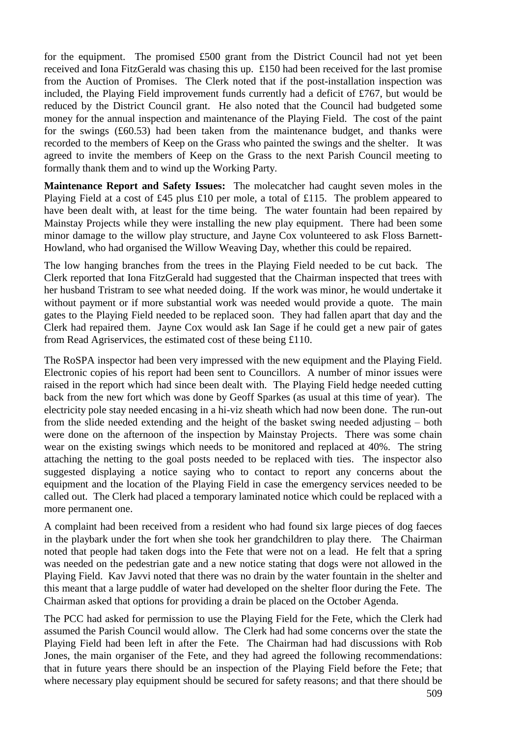for the equipment. The promised £500 grant from the District Council had not yet been received and Iona FitzGerald was chasing this up. £150 had been received for the last promise from the Auction of Promises. The Clerk noted that if the post-installation inspection was included, the Playing Field improvement funds currently had a deficit of £767, but would be reduced by the District Council grant. He also noted that the Council had budgeted some money for the annual inspection and maintenance of the Playing Field. The cost of the paint for the swings (£60.53) had been taken from the maintenance budget, and thanks were recorded to the members of Keep on the Grass who painted the swings and the shelter. It was agreed to invite the members of Keep on the Grass to the next Parish Council meeting to formally thank them and to wind up the Working Party.

**Maintenance Report and Safety Issues:** The molecatcher had caught seven moles in the Playing Field at a cost of £45 plus £10 per mole, a total of £115. The problem appeared to have been dealt with, at least for the time being. The water fountain had been repaired by Mainstay Projects while they were installing the new play equipment. There had been some minor damage to the willow play structure, and Jayne Cox volunteered to ask Floss Barnett-Howland, who had organised the Willow Weaving Day, whether this could be repaired.

The low hanging branches from the trees in the Playing Field needed to be cut back. The Clerk reported that Iona FitzGerald had suggested that the Chairman inspected that trees with her husband Tristram to see what needed doing. If the work was minor, he would undertake it without payment or if more substantial work was needed would provide a quote. The main gates to the Playing Field needed to be replaced soon. They had fallen apart that day and the Clerk had repaired them. Jayne Cox would ask Ian Sage if he could get a new pair of gates from Read Agriservices, the estimated cost of these being £110.

The RoSPA inspector had been very impressed with the new equipment and the Playing Field. Electronic copies of his report had been sent to Councillors. A number of minor issues were raised in the report which had since been dealt with. The Playing Field hedge needed cutting back from the new fort which was done by Geoff Sparkes (as usual at this time of year). The electricity pole stay needed encasing in a hi-viz sheath which had now been done. The run-out from the slide needed extending and the height of the basket swing needed adjusting – both were done on the afternoon of the inspection by Mainstay Projects. There was some chain wear on the existing swings which needs to be monitored and replaced at 40%. The string attaching the netting to the goal posts needed to be replaced with ties. The inspector also suggested displaying a notice saying who to contact to report any concerns about the equipment and the location of the Playing Field in case the emergency services needed to be called out. The Clerk had placed a temporary laminated notice which could be replaced with a more permanent one.

A complaint had been received from a resident who had found six large pieces of dog faeces in the playbark under the fort when she took her grandchildren to play there. The Chairman noted that people had taken dogs into the Fete that were not on a lead. He felt that a spring was needed on the pedestrian gate and a new notice stating that dogs were not allowed in the Playing Field. Kav Javvi noted that there was no drain by the water fountain in the shelter and this meant that a large puddle of water had developed on the shelter floor during the Fete. The Chairman asked that options for providing a drain be placed on the October Agenda.

The PCC had asked for permission to use the Playing Field for the Fete, which the Clerk had assumed the Parish Council would allow. The Clerk had had some concerns over the state the Playing Field had been left in after the Fete. The Chairman had had discussions with Rob Jones, the main organiser of the Fete, and they had agreed the following recommendations: that in future years there should be an inspection of the Playing Field before the Fete; that where necessary play equipment should be secured for safety reasons; and that there should be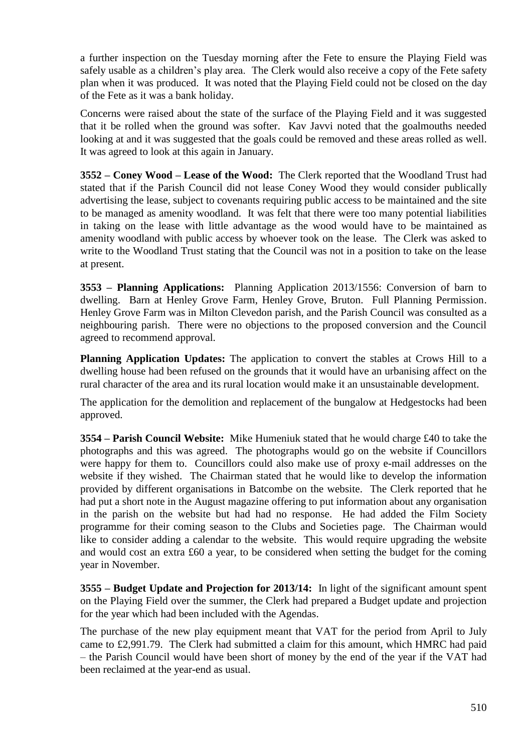a further inspection on the Tuesday morning after the Fete to ensure the Playing Field was safely usable as a children's play area. The Clerk would also receive a copy of the Fete safety plan when it was produced. It was noted that the Playing Field could not be closed on the day of the Fete as it was a bank holiday.

Concerns were raised about the state of the surface of the Playing Field and it was suggested that it be rolled when the ground was softer. Kav Javvi noted that the goalmouths needed looking at and it was suggested that the goals could be removed and these areas rolled as well. It was agreed to look at this again in January.

**3552 – Coney Wood – Lease of the Wood:** The Clerk reported that the Woodland Trust had stated that if the Parish Council did not lease Coney Wood they would consider publically advertising the lease, subject to covenants requiring public access to be maintained and the site to be managed as amenity woodland. It was felt that there were too many potential liabilities in taking on the lease with little advantage as the wood would have to be maintained as amenity woodland with public access by whoever took on the lease. The Clerk was asked to write to the Woodland Trust stating that the Council was not in a position to take on the lease at present.

**3553 – Planning Applications:** Planning Application 2013/1556: Conversion of barn to dwelling. Barn at Henley Grove Farm, Henley Grove, Bruton. Full Planning Permission. Henley Grove Farm was in Milton Clevedon parish, and the Parish Council was consulted as a neighbouring parish. There were no objections to the proposed conversion and the Council agreed to recommend approval.

**Planning Application Updates:** The application to convert the stables at Crows Hill to a dwelling house had been refused on the grounds that it would have an urbanising affect on the rural character of the area and its rural location would make it an unsustainable development.

The application for the demolition and replacement of the bungalow at Hedgestocks had been approved.

**3554 – Parish Council Website:** Mike Humeniuk stated that he would charge £40 to take the photographs and this was agreed. The photographs would go on the website if Councillors were happy for them to. Councillors could also make use of proxy e-mail addresses on the website if they wished. The Chairman stated that he would like to develop the information provided by different organisations in Batcombe on the website. The Clerk reported that he had put a short note in the August magazine offering to put information about any organisation in the parish on the website but had had no response. He had added the Film Society programme for their coming season to the Clubs and Societies page. The Chairman would like to consider adding a calendar to the website. This would require upgrading the website and would cost an extra £60 a year, to be considered when setting the budget for the coming year in November.

**3555 – Budget Update and Projection for 2013/14:** In light of the significant amount spent on the Playing Field over the summer, the Clerk had prepared a Budget update and projection for the year which had been included with the Agendas.

The purchase of the new play equipment meant that VAT for the period from April to July came to £2,991.79. The Clerk had submitted a claim for this amount, which HMRC had paid – the Parish Council would have been short of money by the end of the year if the VAT had been reclaimed at the year-end as usual.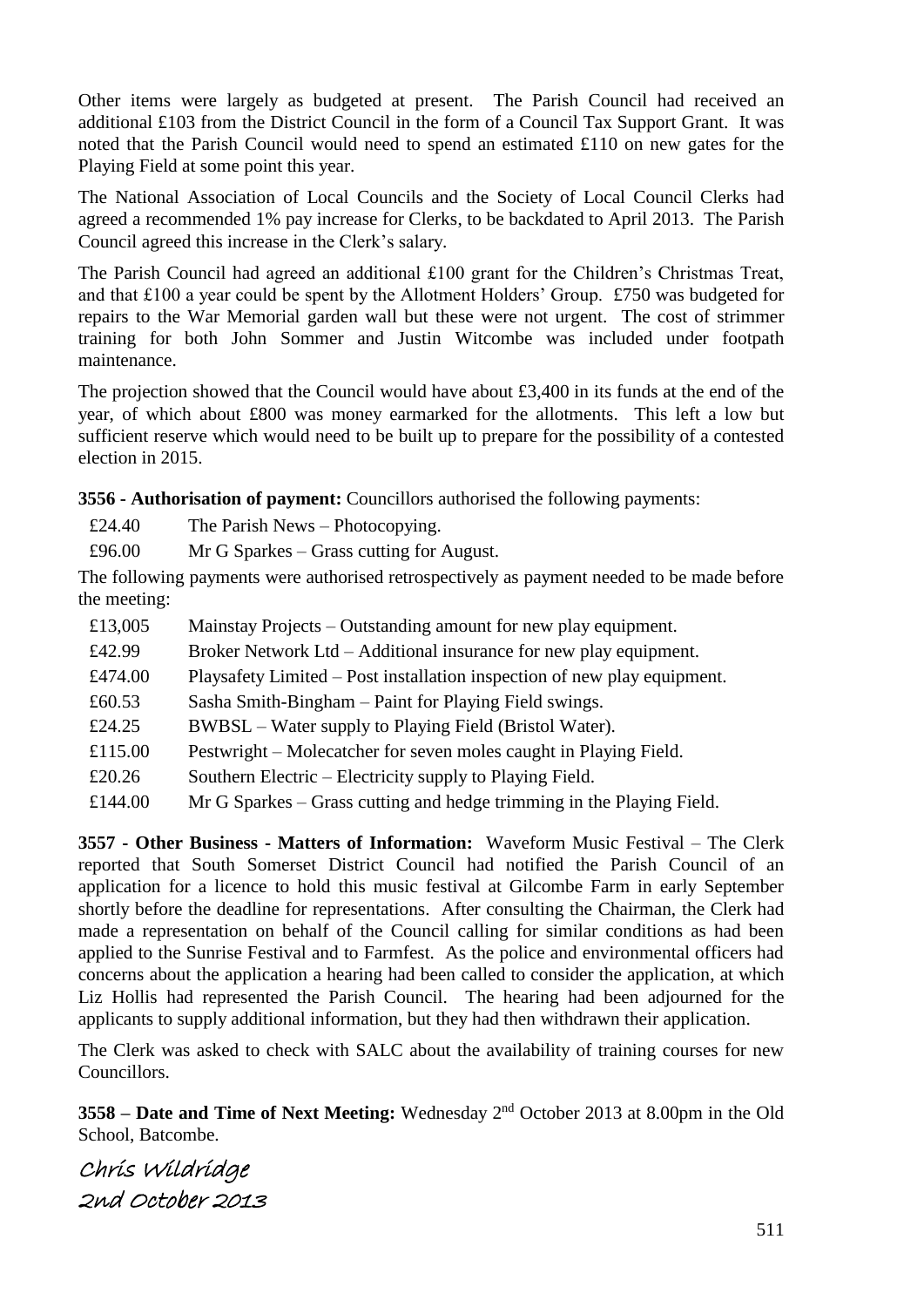Other items were largely as budgeted at present. The Parish Council had received an additional £103 from the District Council in the form of a Council Tax Support Grant. It was noted that the Parish Council would need to spend an estimated £110 on new gates for the Playing Field at some point this year.

The National Association of Local Councils and the Society of Local Council Clerks had agreed a recommended 1% pay increase for Clerks, to be backdated to April 2013. The Parish Council agreed this increase in the Clerk's salary.

The Parish Council had agreed an additional £100 grant for the Children's Christmas Treat, and that £100 a year could be spent by the Allotment Holders' Group. £750 was budgeted for repairs to the War Memorial garden wall but these were not urgent. The cost of strimmer training for both John Sommer and Justin Witcombe was included under footpath maintenance.

The projection showed that the Council would have about £3,400 in its funds at the end of the year, of which about £800 was money earmarked for the allotments. This left a low but sufficient reserve which would need to be built up to prepare for the possibility of a contested election in 2015.

**3556 - Authorisation of payment:** Councillors authorised the following payments:

| | |
|---|---|
| £24.40 | The Parish News – Photocopying. |
| £96.00 | Mr G Sparkes – Grass cutting for August. |

The following payments were authorised retrospectively as payment needed to be made before the meeting:

| | |
|---|---|
| £13,005 | Mainstay Projects – Outstanding amount for new play equipment. |
| £42.99 | Broker Network Ltd – Additional insurance for new play equipment. |
| £474.00 | Playsafety Limited – Post installation inspection of new play equipment. |
| £60.53 | Sasha Smith-Bingham – Paint for Playing Field swings. |
| £24.25 | BWBSL – Water supply to Playing Field (Bristol Water). |
| £115.00 | Pestwright – Molecatcher for seven moles caught in Playing Field. |
| £20.26 | Southern Electric – Electricity supply to Playing Field. |
| £144.00 | Mr G Sparkes – Grass cutting and hedge trimming in the Playing Field. |

**3557 - Other Business - Matters of Information:** Waveform Music Festival – The Clerk reported that South Somerset District Council had notified the Parish Council of an application for a licence to hold this music festival at Gilcombe Farm in early September shortly before the deadline for representations. After consulting the Chairman, the Clerk had made a representation on behalf of the Council calling for similar conditions as had been applied to the Sunrise Festival and to Farmfest. As the police and environmental officers had concerns about the application a hearing had been called to consider the application, at which Liz Hollis had represented the Parish Council. The hearing had been adjourned for the applicants to supply additional information, but they had then withdrawn their application.

The Clerk was asked to check with SALC about the availability of training courses for new Councillors.

**3558 – Date and Time of Next Meeting:** Wednesday 2nd October 2013 at 8.00pm in the Old School, Batcombe.

*Chris Wildridge*
*2nd October 2013*